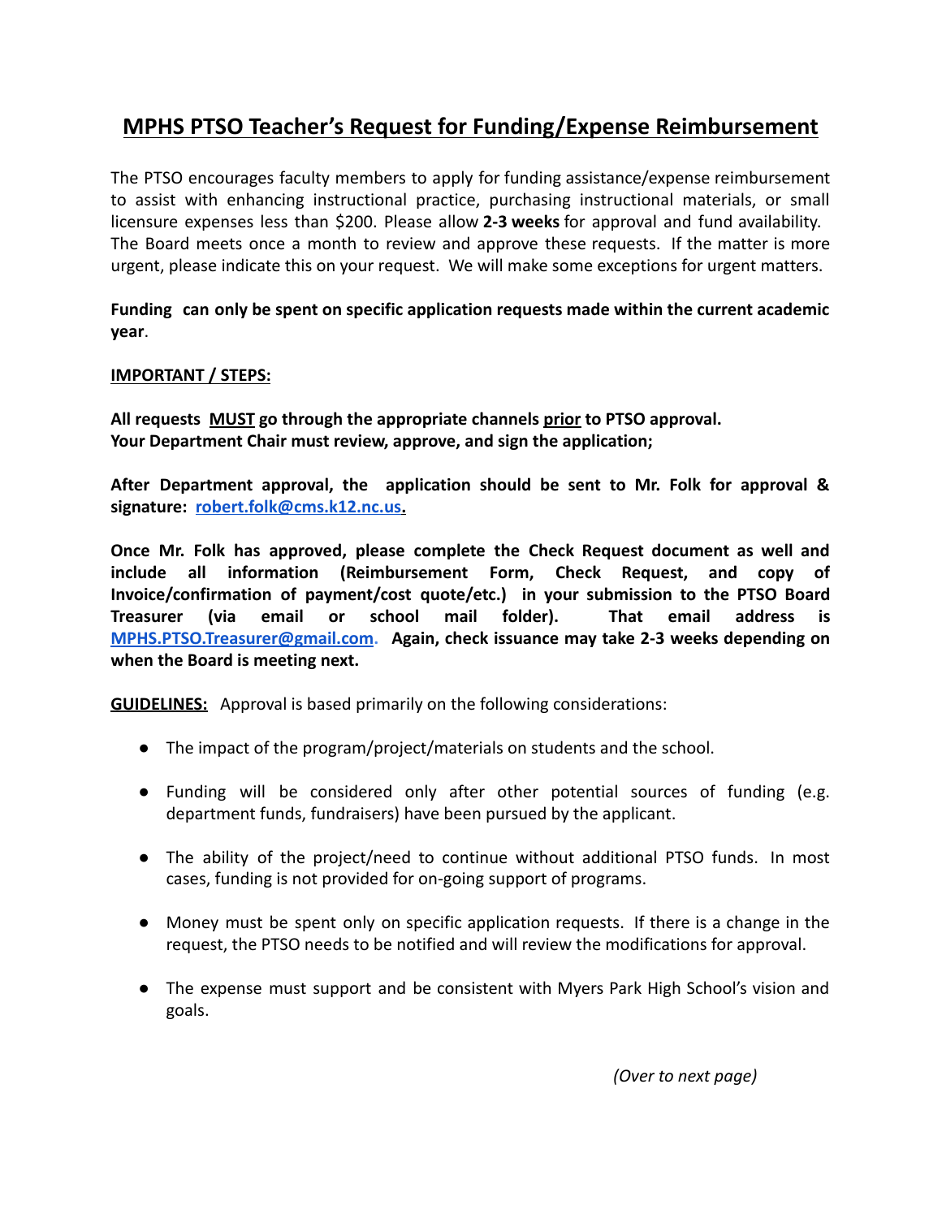# MPHS PTSO Teacher's Request for Funding/Expense Reimbursement

The PTSO encourages faculty members to apply for funding assistance/expense reimbursement to assist with enhancing instructional practice, purchasing instructional materials, or small licensure expenses less than $200. Please allow **2-3 weeks** for approval and fund availability. The Board meets once a month to review and approve these requests. If the matter is more urgent, please indicate this on your request. We will make some exceptions for urgent matters.

**Funding can only be spent on specific application requests made within the current academic year**.

**IMPORTANT / STEPS:**

**All requests MUST go through the appropriate channels prior to PTSO approval.**
**Your Department Chair must review, approve, and sign the application;**

**After Department approval, the application should be sent to Mr. Folk for approval & signature: robert.folk@cms.k12.nc.us.**

**Once Mr. Folk has approved, please complete the Check Request document as well and include all information (Reimbursement Form, Check Request, and copy of Invoice/confirmation of payment/cost quote/etc.) in your submission to the PTSO Board Treasurer (via email or school mail folder). That email address is MPHS.PTSO.Treasurer@gmail.com. Again, check issuance may take 2-3 weeks depending on when the Board is meeting next.**

**GUIDELINES:** Approval is based primarily on the following considerations:

- The impact of the program/project/materials on students and the school.
- Funding will be considered only after other potential sources of funding (e.g. department funds, fundraisers) have been pursued by the applicant.
- The ability of the project/need to continue without additional PTSO funds. In most cases, funding is not provided for on-going support of programs.
- Money must be spent only on specific application requests. If there is a change in the request, the PTSO needs to be notified and will review the modifications for approval.
- The expense must support and be consistent with Myers Park High School's vision and goals.

*(Over to next page)*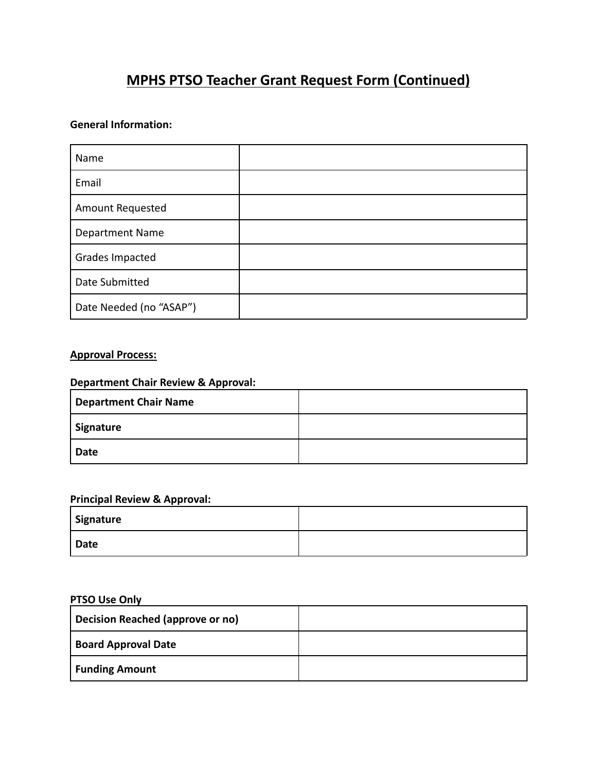# MPHS PTSO Teacher Grant Request Form (Continued)

**General Information:**

| | |
|---|---|
| Name | |
| Email | |
| Amount Requested | |
| Department Name | |
| Grades Impacted | |
| Date Submitted | |
| Date Needed (no "ASAP") | |

**Approval Process:**

**Department Chair Review & Approval:**

| | |
|---|---|
| **Department Chair Name** | |
| **Signature** | |
| **Date** | |

**Principal Review & Approval:**

| | |
|---|---|
| **Signature** | |
| **Date** | |

**PTSO Use Only**

| | |
|---|---|
| **Decision Reached (approve or no)** | |
| **Board Approval Date** | |
| **Funding Amount** | |